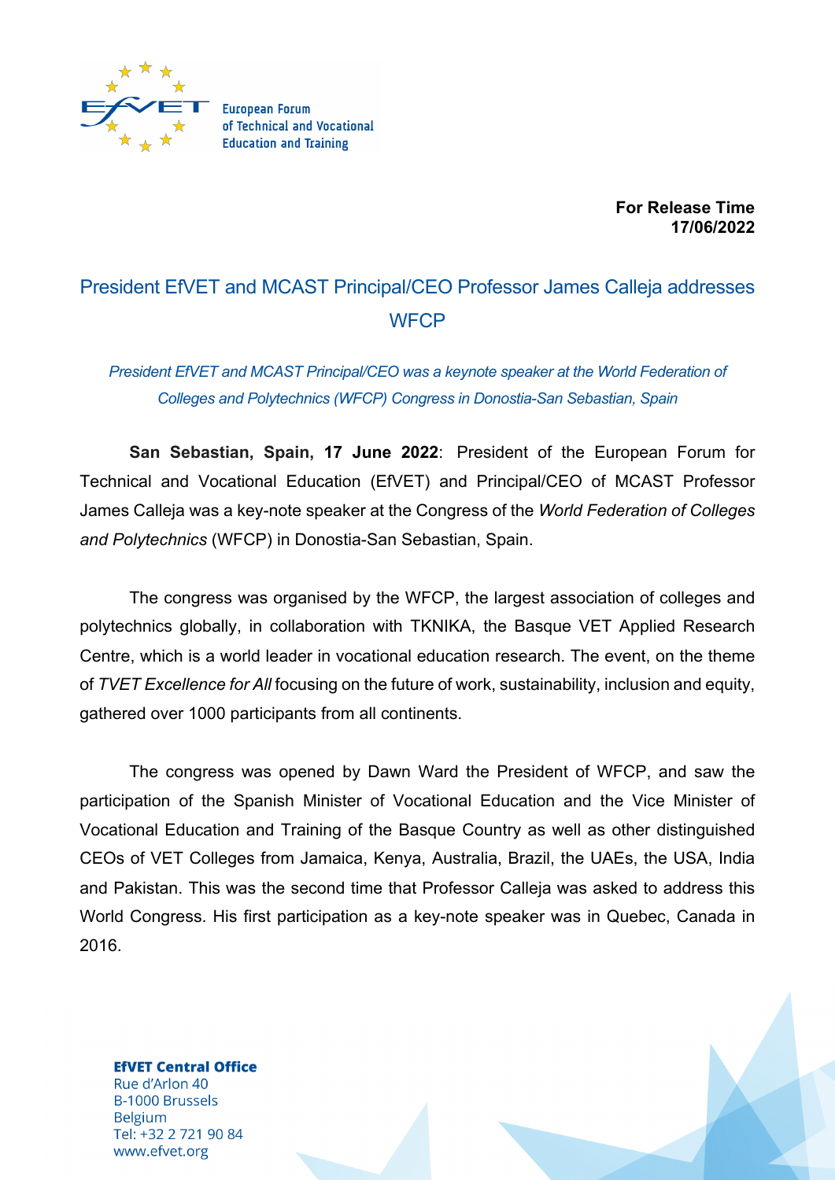European Forum of Technical and Vocational Education and Training

**For Release Time**
**17/06/2022**

# President EfVET and MCAST Principal/CEO Professor James Calleja addresses WFCP

*President EfVET and MCAST Principal/CEO was a keynote speaker at the World Federation of Colleges and Polytechnics (WFCP) Congress in Donostia-San Sebastian, Spain*

**San Sebastian, Spain, 17 June 2022**: President of the European Forum for Technical and Vocational Education (EfVET) and Principal/CEO of MCAST Professor James Calleja was a key-note speaker at the Congress of the *World Federation of Colleges and Polytechnics* (WFCP) in Donostia-San Sebastian, Spain.

The congress was organised by the WFCP, the largest association of colleges and polytechnics globally, in collaboration with TKNIKA, the Basque VET Applied Research Centre, which is a world leader in vocational education research. The event, on the theme of *TVET Excellence for All* focusing on the future of work, sustainability, inclusion and equity, gathered over 1000 participants from all continents.

The congress was opened by Dawn Ward the President of WFCP, and saw the participation of the Spanish Minister of Vocational Education and the Vice Minister of Vocational Education and Training of the Basque Country as well as other distinguished CEOs of VET Colleges from Jamaica, Kenya, Australia, Brazil, the UAEs, the USA, India and Pakistan. This was the second time that Professor Calleja was asked to address this World Congress. His first participation as a key-note speaker was in Quebec, Canada in 2016.

**EfVET Central Office**
Rue d'Arlon 40
B-1000 Brussels
Belgium
Tel: +32 2 721 90 84
www.efvet.org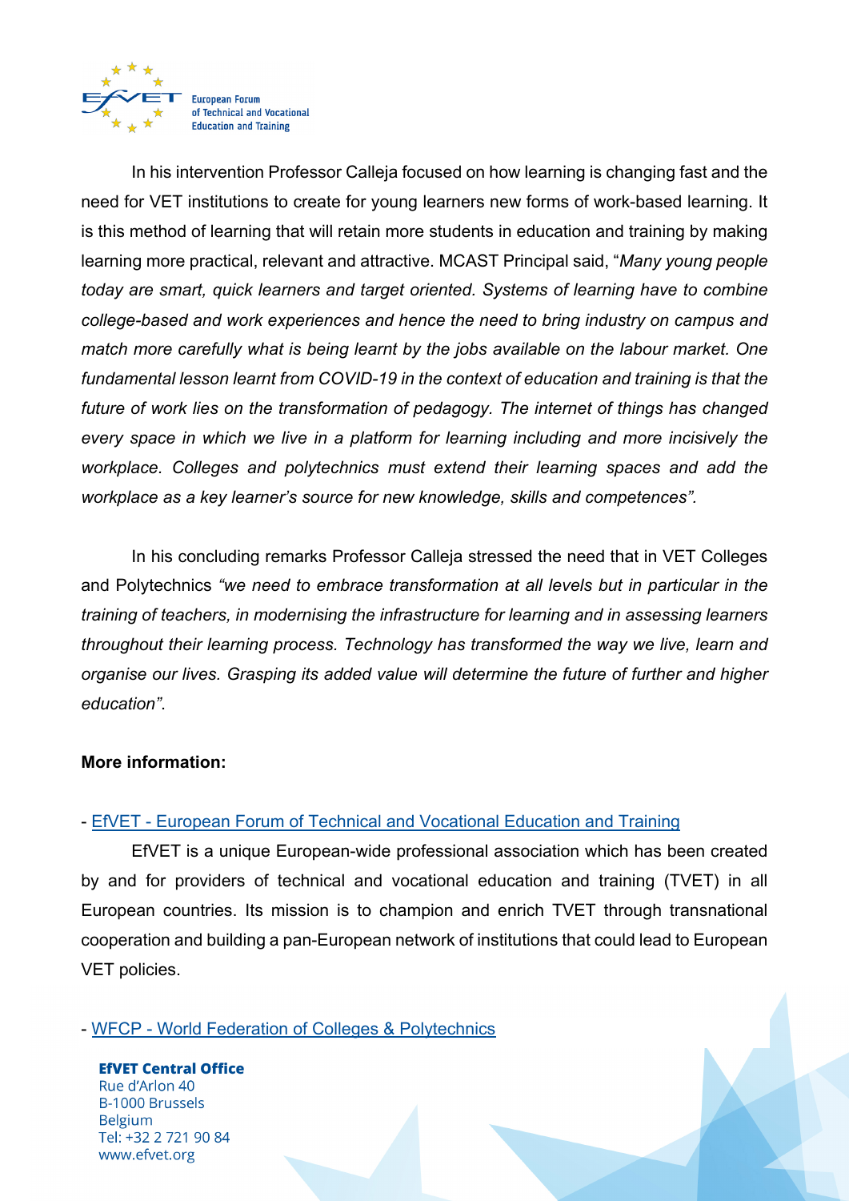In his intervention Professor Calleja focused on how learning is changing fast and the need for VET institutions to create for young learners new forms of work-based learning. It is this method of learning that will retain more students in education and training by making learning more practical, relevant and attractive. MCAST Principal said, "*Many young people today are smart, quick learners and target oriented. Systems of learning have to combine college-based and work experiences and hence the need to bring industry on campus and match more carefully what is being learnt by the jobs available on the labour market. One fundamental lesson learnt from COVID-19 in the context of education and training is that the future of work lies on the transformation of pedagogy. The internet of things has changed every space in which we live in a platform for learning including and more incisively the workplace. Colleges and polytechnics must extend their learning spaces and add the workplace as a key learner's source for new knowledge, skills and competences".*

In his concluding remarks Professor Calleja stressed the need that in VET Colleges and Polytechnics *"we need to embrace transformation at all levels but in particular in the training of teachers, in modernising the infrastructure for learning and in assessing learners throughout their learning process. Technology has transformed the way we live, learn and organise our lives. Grasping its added value will determine the future of further and higher education"*.

**More information:**

- EfVET - European Forum of Technical and Vocational Education and Training

EfVET is a unique European-wide professional association which has been created by and for providers of technical and vocational education and training (TVET) in all European countries. Its mission is to champion and enrich TVET through transnational cooperation and building a pan-European network of institutions that could lead to European VET policies.

- WFCP - World Federation of Colleges & Polytechnics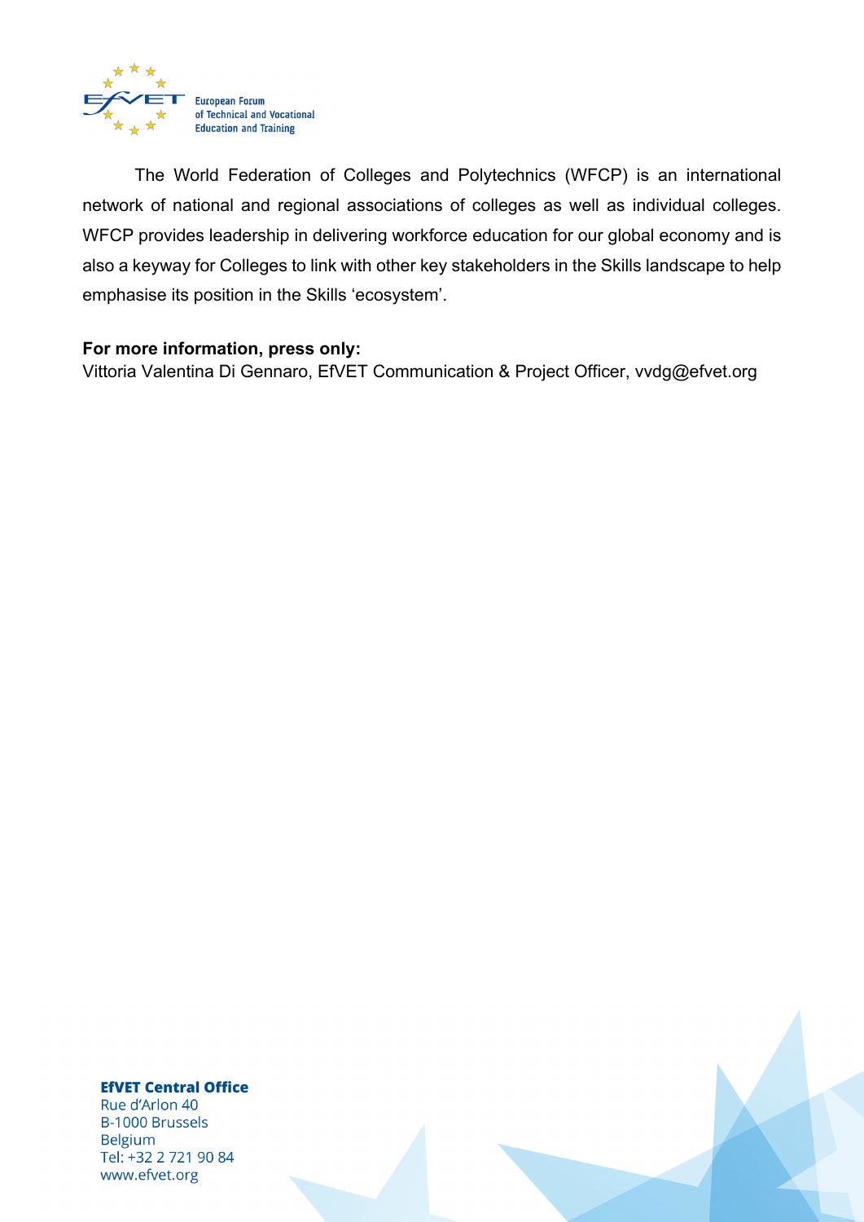The World Federation of Colleges and Polytechnics (WFCP) is an international network of national and regional associations of colleges as well as individual colleges. WFCP provides leadership in delivering workforce education for our global economy and is also a keyway for Colleges to link with other key stakeholders in the Skills landscape to help emphasise its position in the Skills 'ecosystem'.

**For more information, press only:**
Vittoria Valentina Di Gennaro, EfVET Communication & Project Officer, vvdg@efvet.org

**EfVET Central Office**
Rue d'Arlon 40
B-1000 Brussels
Belgium
Tel: +32 2 721 90 84
www.efvet.org